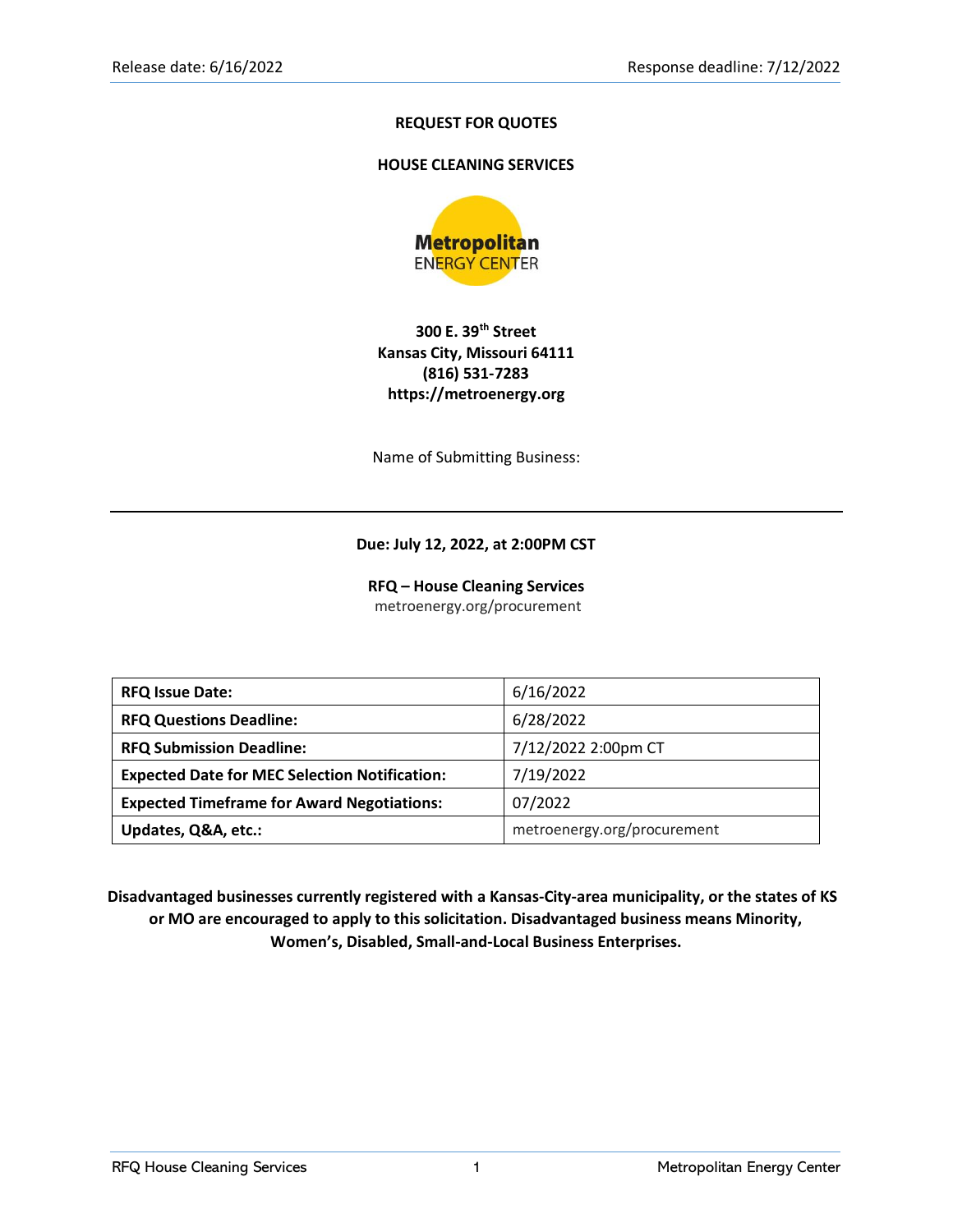# REQUEST FOR QUOTES

## HOUSE CLEANING SERVICES

Metropolitan ENERGY CENTER

**300 E. 39th Street**
**Kansas City, Missouri 64111**
**(816) 531-7283**
**https://metroenergy.org**

Name of Submitting Business:

---

**Due: July 12, 2022, at 2:00PM CST**

**RFQ – House Cleaning Services**
metroenergy.org/procurement

| | |
|---|---|
| **RFQ Issue Date:** | 6/16/2022 |
| **RFQ Questions Deadline:** | 6/28/2022 |
| **RFQ Submission Deadline:** | 7/12/2022 2:00pm CT |
| **Expected Date for MEC Selection Notification:** | 7/19/2022 |
| **Expected Timeframe for Award Negotiations:** | 07/2022 |
| **Updates, Q&A, etc.:** | metroenergy.org/procurement |

**Disadvantaged businesses currently registered with a Kansas-City-area municipality, or the states of KS or MO are encouraged to apply to this solicitation. Disadvantaged business means Minority, Women's, Disabled, Small-and-Local Business Enterprises.**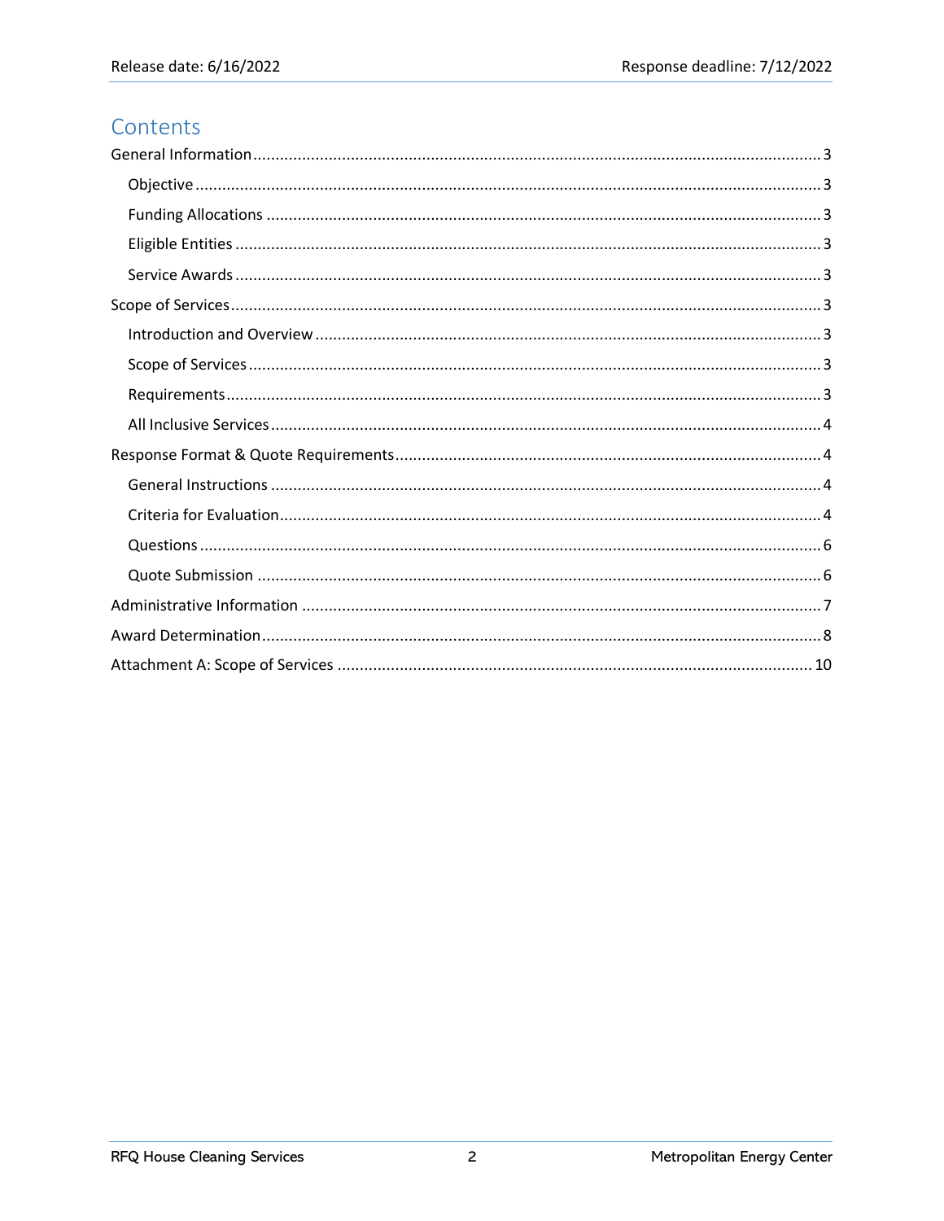# Contents

- General Information .......... 3
  - Objective .......... 3
  - Funding Allocations .......... 3
  - Eligible Entities .......... 3
  - Service Awards .......... 3
- Scope of Services .......... 3
  - Introduction and Overview .......... 3
  - Scope of Services .......... 3
  - Requirements .......... 3
  - All Inclusive Services .......... 4
- Response Format & Quote Requirements .......... 4
  - General Instructions .......... 4
  - Criteria for Evaluation .......... 4
  - Questions .......... 6
  - Quote Submission .......... 6
- Administrative Information .......... 7
- Award Determination .......... 8
- Attachment A: Scope of Services .......... 10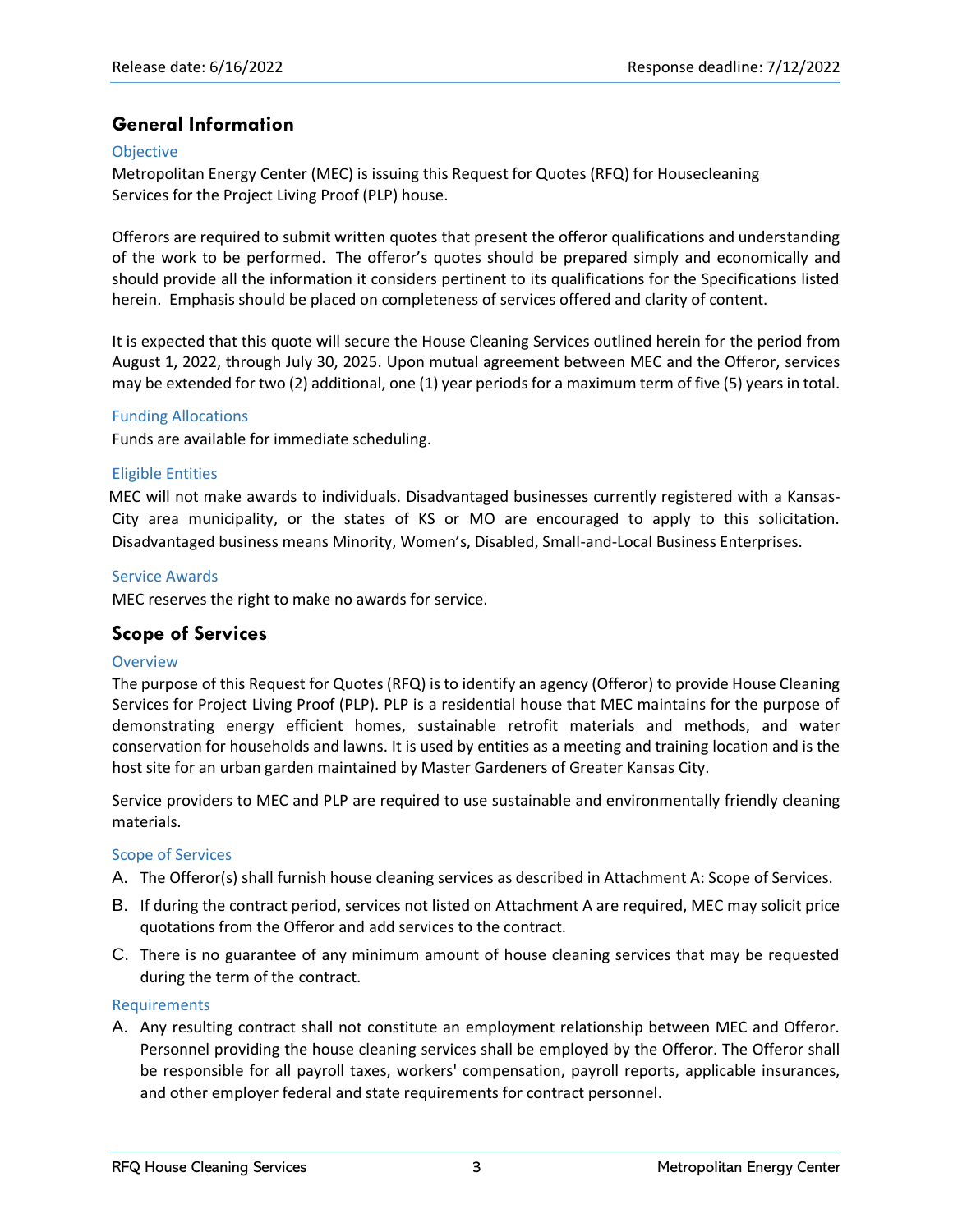Release date: 6/16/2022 Response deadline: 7/12/2022

## General Information

### Objective

Metropolitan Energy Center (MEC) is issuing this Request for Quotes (RFQ) for Housecleaning Services for the Project Living Proof (PLP) house.

Offerors are required to submit written quotes that present the offeror qualifications and understanding of the work to be performed. The offeror's quotes should be prepared simply and economically and should provide all the information it considers pertinent to its qualifications for the Specifications listed herein. Emphasis should be placed on completeness of services offered and clarity of content.

It is expected that this quote will secure the House Cleaning Services outlined herein for the period from August 1, 2022, through July 30, 2025. Upon mutual agreement between MEC and the Offeror, services may be extended for two (2) additional, one (1) year periods for a maximum term of five (5) years in total.

### Funding Allocations

Funds are available for immediate scheduling.

### Eligible Entities

MEC will not make awards to individuals. Disadvantaged businesses currently registered with a Kansas-City area municipality, or the states of KS or MO are encouraged to apply to this solicitation. Disadvantaged business means Minority, Women's, Disabled, Small-and-Local Business Enterprises.

### Service Awards

MEC reserves the right to make no awards for service.

## Scope of Services

### Overview

The purpose of this Request for Quotes (RFQ) is to identify an agency (Offeror) to provide House Cleaning Services for Project Living Proof (PLP). PLP is a residential house that MEC maintains for the purpose of demonstrating energy efficient homes, sustainable retrofit materials and methods, and water conservation for households and lawns. It is used by entities as a meeting and training location and is the host site for an urban garden maintained by Master Gardeners of Greater Kansas City.

Service providers to MEC and PLP are required to use sustainable and environmentally friendly cleaning materials.

### Scope of Services

A. The Offeror(s) shall furnish house cleaning services as described in Attachment A: Scope of Services.

B. If during the contract period, services not listed on Attachment A are required, MEC may solicit price quotations from the Offeror and add services to the contract.

C. There is no guarantee of any minimum amount of house cleaning services that may be requested during the term of the contract.

### Requirements

A. Any resulting contract shall not constitute an employment relationship between MEC and Offeror. Personnel providing the house cleaning services shall be employed by the Offeror. The Offeror shall be responsible for all payroll taxes, workers' compensation, payroll reports, applicable insurances, and other employer federal and state requirements for contract personnel.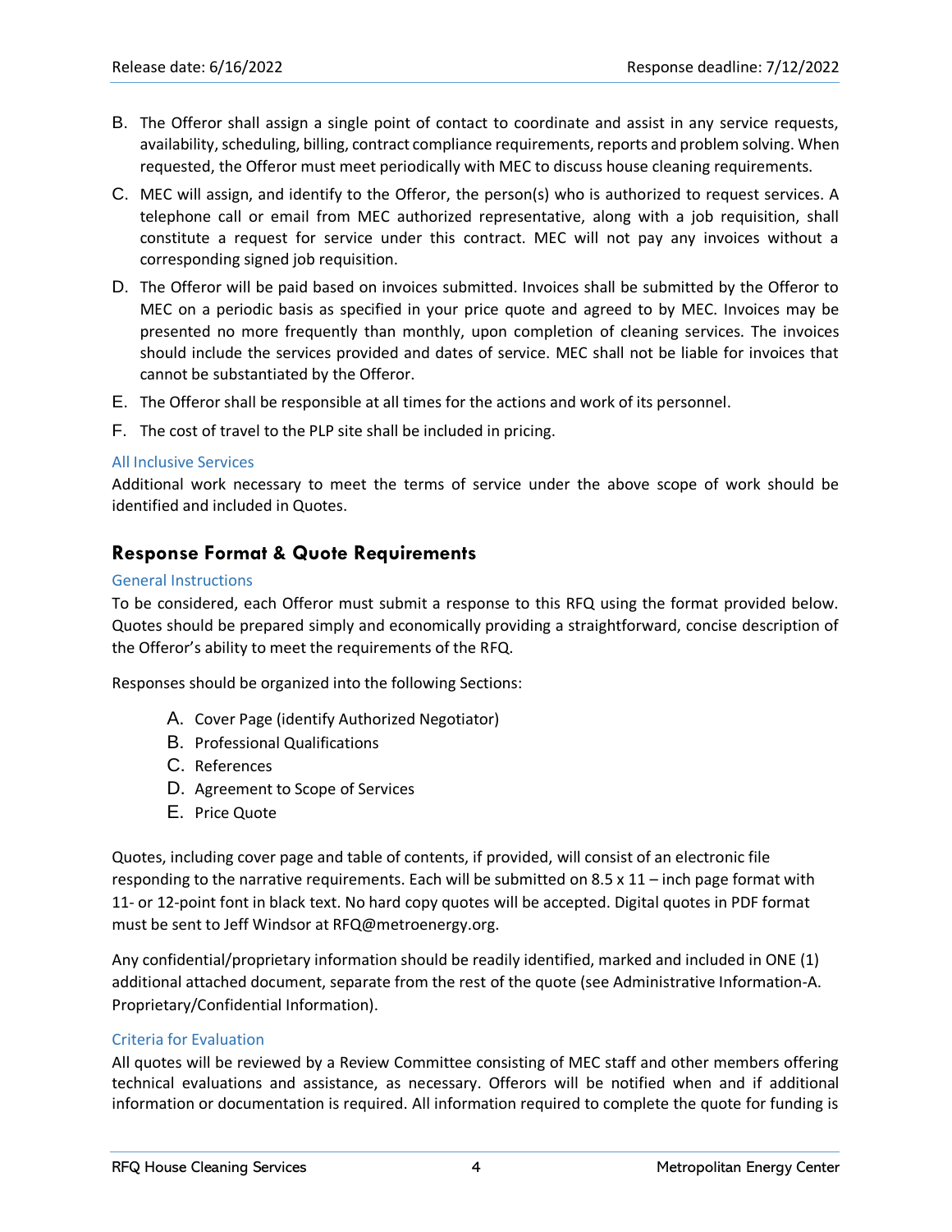B. The Offeror shall assign a single point of contact to coordinate and assist in any service requests, availability, scheduling, billing, contract compliance requirements, reports and problem solving. When requested, the Offeror must meet periodically with MEC to discuss house cleaning requirements.

C. MEC will assign, and identify to the Offeror, the person(s) who is authorized to request services. A telephone call or email from MEC authorized representative, along with a job requisition, shall constitute a request for service under this contract. MEC will not pay any invoices without a corresponding signed job requisition.

D. The Offeror will be paid based on invoices submitted. Invoices shall be submitted by the Offeror to MEC on a periodic basis as specified in your price quote and agreed to by MEC. Invoices may be presented no more frequently than monthly, upon completion of cleaning services. The invoices should include the services provided and dates of service. MEC shall not be liable for invoices that cannot be substantiated by the Offeror.

E. The Offeror shall be responsible at all times for the actions and work of its personnel.

F. The cost of travel to the PLP site shall be included in pricing.

### All Inclusive Services

Additional work necessary to meet the terms of service under the above scope of work should be identified and included in Quotes.

## Response Format & Quote Requirements

### General Instructions

To be considered, each Offeror must submit a response to this RFQ using the format provided below. Quotes should be prepared simply and economically providing a straightforward, concise description of the Offeror's ability to meet the requirements of the RFQ.

Responses should be organized into the following Sections:

A. Cover Page (identify Authorized Negotiator)
B. Professional Qualifications
C. References
D. Agreement to Scope of Services
E. Price Quote

Quotes, including cover page and table of contents, if provided, will consist of an electronic file responding to the narrative requirements. Each will be submitted on 8.5 x 11 – inch page format with 11- or 12-point font in black text. No hard copy quotes will be accepted. Digital quotes in PDF format must be sent to Jeff Windsor at RFQ@metroenergy.org.

Any confidential/proprietary information should be readily identified, marked and included in ONE (1) additional attached document, separate from the rest of the quote (see Administrative Information-A. Proprietary/Confidential Information).

### Criteria for Evaluation

All quotes will be reviewed by a Review Committee consisting of MEC staff and other members offering technical evaluations and assistance, as necessary. Offerors will be notified when and if additional information or documentation is required. All information required to complete the quote for funding is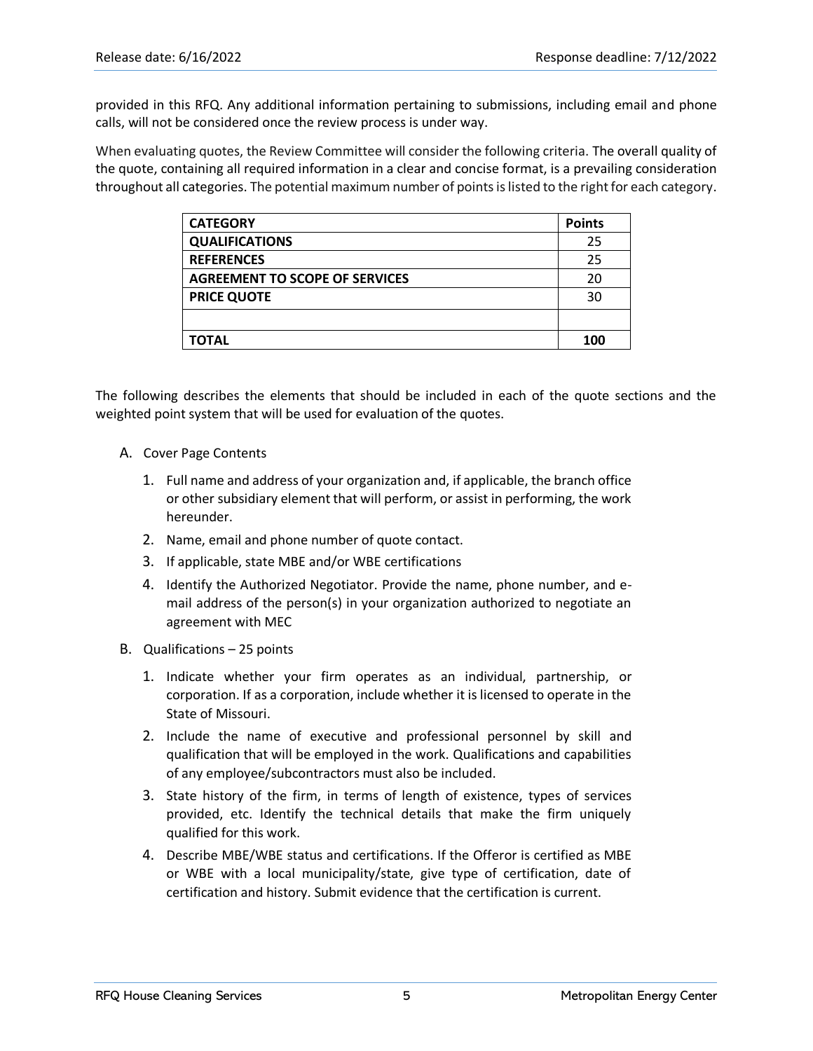provided in this RFQ. Any additional information pertaining to submissions, including email and phone calls, will not be considered once the review process is under way.

When evaluating quotes, the Review Committee will consider the following criteria. The overall quality of the quote, containing all required information in a clear and concise format, is a prevailing consideration throughout all categories. The potential maximum number of points is listed to the right for each category.

| CATEGORY | Points |
|---|---|
| **QUALIFICATIONS** | 25 |
| **REFERENCES** | 25 |
| **AGREEMENT TO SCOPE OF SERVICES** | 20 |
| **PRICE QUOTE** | 30 |
| | |
| **TOTAL** | **100** |

The following describes the elements that should be included in each of the quote sections and the weighted point system that will be used for evaluation of the quotes.

A. Cover Page Contents

1. Full name and address of your organization and, if applicable, the branch office or other subsidiary element that will perform, or assist in performing, the work hereunder.
2. Name, email and phone number of quote contact.
3. If applicable, state MBE and/or WBE certifications
4. Identify the Authorized Negotiator. Provide the name, phone number, and e-mail address of the person(s) in your organization authorized to negotiate an agreement with MEC

B. Qualifications – 25 points

1. Indicate whether your firm operates as an individual, partnership, or corporation. If as a corporation, include whether it is licensed to operate in the State of Missouri.
2. Include the name of executive and professional personnel by skill and qualification that will be employed in the work. Qualifications and capabilities of any employee/subcontractors must also be included.
3. State history of the firm, in terms of length of existence, types of services provided, etc. Identify the technical details that make the firm uniquely qualified for this work.
4. Describe MBE/WBE status and certifications. If the Offeror is certified as MBE or WBE with a local municipality/state, give type of certification, date of certification and history. Submit evidence that the certification is current.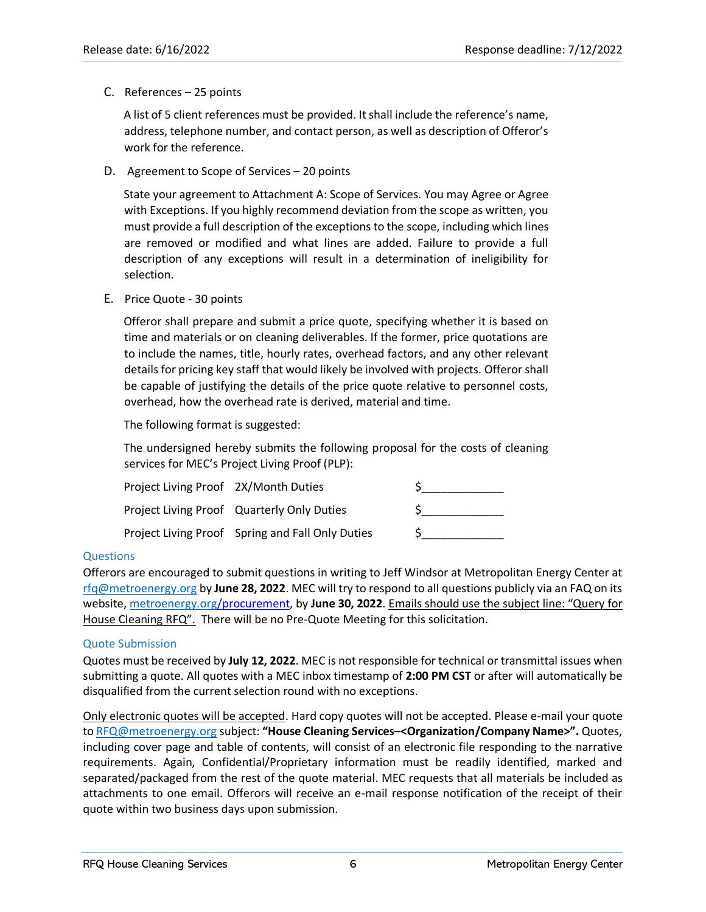C. References – 25 points

   A list of 5 client references must be provided. It shall include the reference's name, address, telephone number, and contact person, as well as description of Offeror's work for the reference.

D. Agreement to Scope of Services – 20 points

   State your agreement to Attachment A: Scope of Services. You may Agree or Agree with Exceptions. If you highly recommend deviation from the scope as written, you must provide a full description of the exceptions to the scope, including which lines are removed or modified and what lines are added. Failure to provide a full description of any exceptions will result in a determination of ineligibility for selection.

E. Price Quote - 30 points

   Offeror shall prepare and submit a price quote, specifying whether it is based on time and materials or on cleaning deliverables. If the former, price quotations are to include the names, title, hourly rates, overhead factors, and any other relevant details for pricing key staff that would likely be involved with projects. Offeror shall be capable of justifying the details of the price quote relative to personnel costs, overhead, how the overhead rate is derived, material and time.

   The following format is suggested:

   The undersigned hereby submits the following proposal for the costs of cleaning services for MEC's Project Living Proof (PLP):

   | | | |
   |---|---|---|
   | Project Living Proof | 2X/Month Duties | $_____________ |
   | Project Living Proof | Quarterly Only Duties | $_____________ |
   | Project Living Proof | Spring and Fall Only Duties | $_____________ |

## Questions

Offerors are encouraged to submit questions in writing to Jeff Windsor at Metropolitan Energy Center at rfq@metroenergy.org by **June 28, 2022**. MEC will try to respond to all questions publicly via an FAQ on its website, metroenergy.org/procurement, by **June 30, 2022**. Emails should use the subject line: "Query for House Cleaning RFQ". There will be no Pre-Quote Meeting for this solicitation.

## Quote Submission

Quotes must be received by **July 12, 2022**. MEC is not responsible for technical or transmittal issues when submitting a quote. All quotes with a MEC inbox timestamp of **2:00 PM CST** or after will automatically be disqualified from the current selection round with no exceptions.

Only electronic quotes will be accepted. Hard copy quotes will not be accepted. Please e-mail your quote to RFQ@metroenergy.org subject: **"House Cleaning Services–<Organization/Company Name>".** Quotes, including cover page and table of contents, will consist of an electronic file responding to the narrative requirements. Again, Confidential/Proprietary information must be readily identified, marked and separated/packaged from the rest of the quote material. MEC requests that all materials be included as attachments to one email. Offerors will receive an e-mail response notification of the receipt of their quote within two business days upon submission.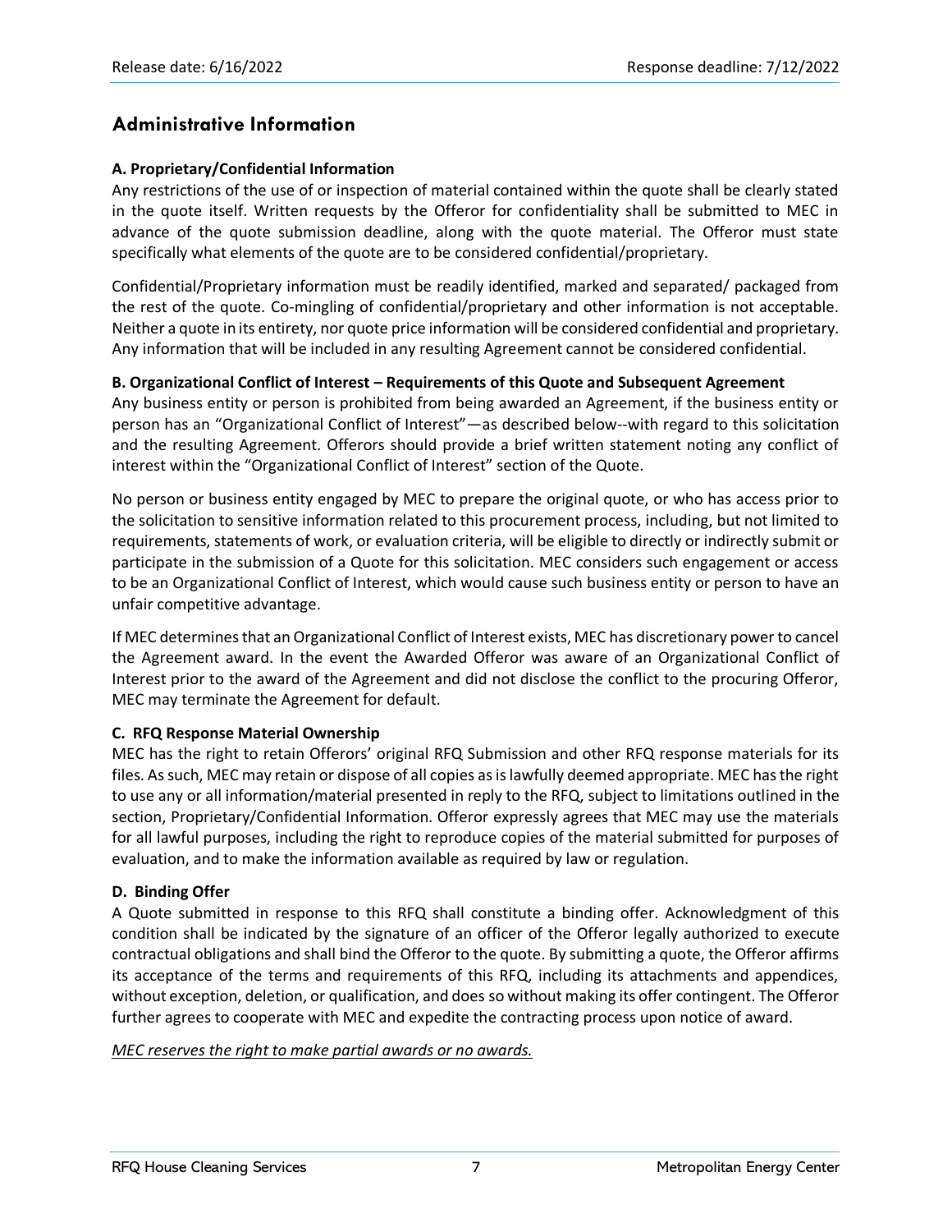## Administrative Information

**A. Proprietary/Confidential Information**

Any restrictions of the use of or inspection of material contained within the quote shall be clearly stated in the quote itself. Written requests by the Offeror for confidentiality shall be submitted to MEC in advance of the quote submission deadline, along with the quote material. The Offeror must state specifically what elements of the quote are to be considered confidential/proprietary.

Confidential/Proprietary information must be readily identified, marked and separated/ packaged from the rest of the quote. Co-mingling of confidential/proprietary and other information is not acceptable. Neither a quote in its entirety, nor quote price information will be considered confidential and proprietary. Any information that will be included in any resulting Agreement cannot be considered confidential.

**B. Organizational Conflict of Interest – Requirements of this Quote and Subsequent Agreement**

Any business entity or person is prohibited from being awarded an Agreement, if the business entity or person has an "Organizational Conflict of Interest"—as described below--with regard to this solicitation and the resulting Agreement. Offerors should provide a brief written statement noting any conflict of interest within the "Organizational Conflict of Interest" section of the Quote.

No person or business entity engaged by MEC to prepare the original quote, or who has access prior to the solicitation to sensitive information related to this procurement process, including, but not limited to requirements, statements of work, or evaluation criteria, will be eligible to directly or indirectly submit or participate in the submission of a Quote for this solicitation. MEC considers such engagement or access to be an Organizational Conflict of Interest, which would cause such business entity or person to have an unfair competitive advantage.

If MEC determines that an Organizational Conflict of Interest exists, MEC has discretionary power to cancel the Agreement award. In the event the Awarded Offeror was aware of an Organizational Conflict of Interest prior to the award of the Agreement and did not disclose the conflict to the procuring Offeror, MEC may terminate the Agreement for default.

**C. RFQ Response Material Ownership**

MEC has the right to retain Offerors' original RFQ Submission and other RFQ response materials for its files. As such, MEC may retain or dispose of all copies as is lawfully deemed appropriate. MEC has the right to use any or all information/material presented in reply to the RFQ, subject to limitations outlined in the section, Proprietary/Confidential Information. Offeror expressly agrees that MEC may use the materials for all lawful purposes, including the right to reproduce copies of the material submitted for purposes of evaluation, and to make the information available as required by law or regulation.

**D. Binding Offer**

A Quote submitted in response to this RFQ shall constitute a binding offer. Acknowledgment of this condition shall be indicated by the signature of an officer of the Offeror legally authorized to execute contractual obligations and shall bind the Offeror to the quote. By submitting a quote, the Offeror affirms its acceptance of the terms and requirements of this RFQ, including its attachments and appendices, without exception, deletion, or qualification, and does so without making its offer contingent. The Offeror further agrees to cooperate with MEC and expedite the contracting process upon notice of award.

*MEC reserves the right to make partial awards or no awards.*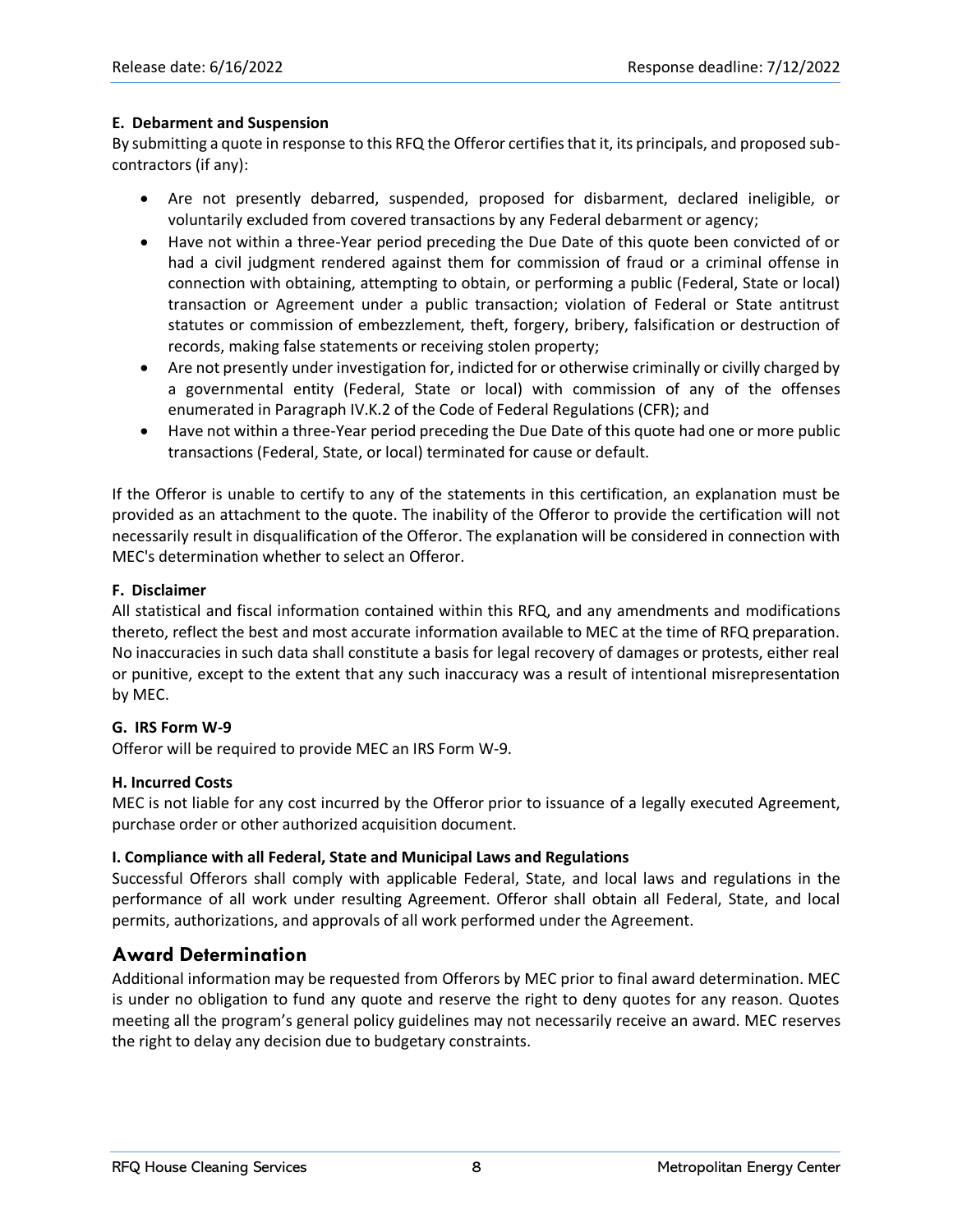**E. Debarment and Suspension**

By submitting a quote in response to this RFQ the Offeror certifies that it, its principals, and proposed sub-contractors (if any):

- Are not presently debarred, suspended, proposed for disbarment, declared ineligible, or voluntarily excluded from covered transactions by any Federal debarment or agency;
- Have not within a three-Year period preceding the Due Date of this quote been convicted of or had a civil judgment rendered against them for commission of fraud or a criminal offense in connection with obtaining, attempting to obtain, or performing a public (Federal, State or local) transaction or Agreement under a public transaction; violation of Federal or State antitrust statutes or commission of embezzlement, theft, forgery, bribery, falsification or destruction of records, making false statements or receiving stolen property;
- Are not presently under investigation for, indicted for or otherwise criminally or civilly charged by a governmental entity (Federal, State or local) with commission of any of the offenses enumerated in Paragraph IV.K.2 of the Code of Federal Regulations (CFR); and
- Have not within a three-Year period preceding the Due Date of this quote had one or more public transactions (Federal, State, or local) terminated for cause or default.

If the Offeror is unable to certify to any of the statements in this certification, an explanation must be provided as an attachment to the quote. The inability of the Offeror to provide the certification will not necessarily result in disqualification of the Offeror. The explanation will be considered in connection with MEC's determination whether to select an Offeror.

**F. Disclaimer**

All statistical and fiscal information contained within this RFQ, and any amendments and modifications thereto, reflect the best and most accurate information available to MEC at the time of RFQ preparation. No inaccuracies in such data shall constitute a basis for legal recovery of damages or protests, either real or punitive, except to the extent that any such inaccuracy was a result of intentional misrepresentation by MEC.

**G. IRS Form W-9**

Offeror will be required to provide MEC an IRS Form W-9.

**H. Incurred Costs**

MEC is not liable for any cost incurred by the Offeror prior to issuance of a legally executed Agreement, purchase order or other authorized acquisition document.

**I. Compliance with all Federal, State and Municipal Laws and Regulations**

Successful Offerors shall comply with applicable Federal, State, and local laws and regulations in the performance of all work under resulting Agreement. Offeror shall obtain all Federal, State, and local permits, authorizations, and approvals of all work performed under the Agreement.

## Award Determination

Additional information may be requested from Offerors by MEC prior to final award determination. MEC is under no obligation to fund any quote and reserve the right to deny quotes for any reason. Quotes meeting all the program's general policy guidelines may not necessarily receive an award. MEC reserves the right to delay any decision due to budgetary constraints.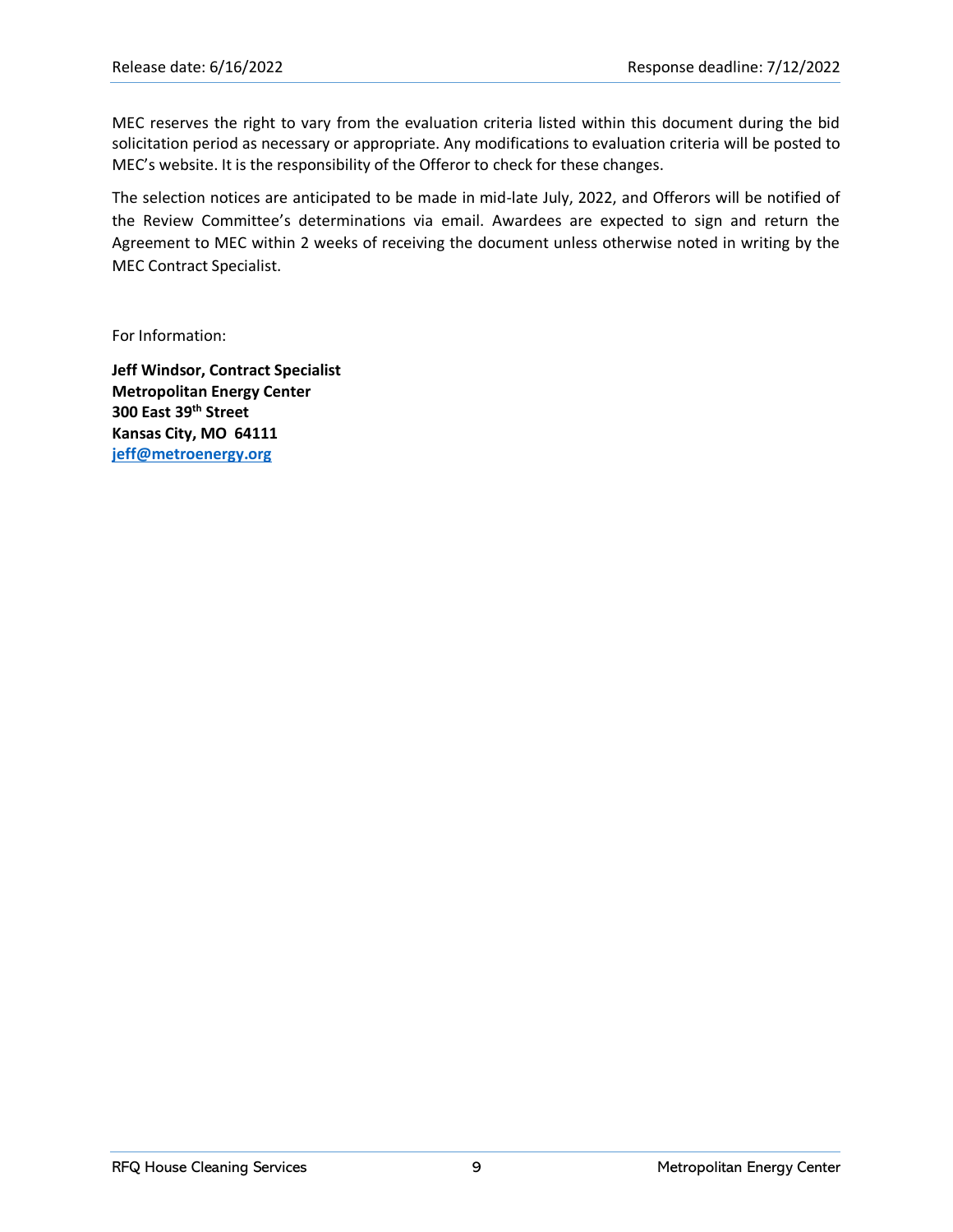MEC reserves the right to vary from the evaluation criteria listed within this document during the bid solicitation period as necessary or appropriate. Any modifications to evaluation criteria will be posted to MEC's website. It is the responsibility of the Offeror to check for these changes.

The selection notices are anticipated to be made in mid-late July, 2022, and Offerors will be notified of the Review Committee's determinations via email. Awardees are expected to sign and return the Agreement to MEC within 2 weeks of receiving the document unless otherwise noted in writing by the MEC Contract Specialist.

For Information:

**Jeff Windsor, Contract Specialist**
**Metropolitan Energy Center**
**300 East 39th Street**
**Kansas City, MO 64111**
**jeff@metroenergy.org**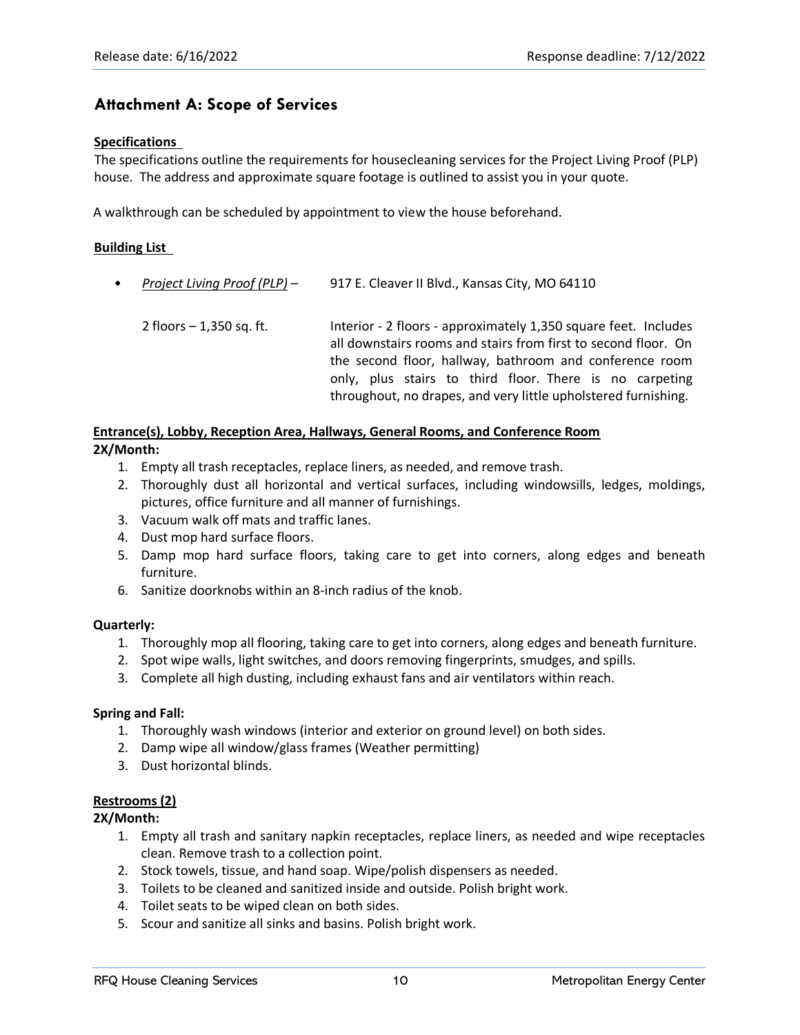## Attachment A: Scope of Services

**Specifications**

The specifications outline the requirements for housecleaning services for the Project Living Proof (PLP) house. The address and approximate square footage is outlined to assist you in your quote.

A walkthrough can be scheduled by appointment to view the house beforehand.

**Building List**

- *Project Living Proof (PLP)* – 917 E. Cleaver II Blvd., Kansas City, MO 64110

  2 floors – 1,350 sq. ft. — Interior - 2 floors - approximately 1,350 square feet. Includes all downstairs rooms and stairs from first to second floor. On the second floor, hallway, bathroom and conference room only, plus stairs to third floor. There is no carpeting throughout, no drapes, and very little upholstered furnishing.

**Entrance(s), Lobby, Reception Area, Hallways, General Rooms, and Conference Room**

**2X/Month:**

1. Empty all trash receptacles, replace liners, as needed, and remove trash.
2. Thoroughly dust all horizontal and vertical surfaces, including windowsills, ledges, moldings, pictures, office furniture and all manner of furnishings.
3. Vacuum walk off mats and traffic lanes.
4. Dust mop hard surface floors.
5. Damp mop hard surface floors, taking care to get into corners, along edges and beneath furniture.
6. Sanitize doorknobs within an 8-inch radius of the knob.

**Quarterly:**

1. Thoroughly mop all flooring, taking care to get into corners, along edges and beneath furniture.
2. Spot wipe walls, light switches, and doors removing fingerprints, smudges, and spills.
3. Complete all high dusting, including exhaust fans and air ventilators within reach.

**Spring and Fall:**

1. Thoroughly wash windows (interior and exterior on ground level) on both sides.
2. Damp wipe all window/glass frames (Weather permitting)
3. Dust horizontal blinds.

**Restrooms (2)**

**2X/Month:**

1. Empty all trash and sanitary napkin receptacles, replace liners, as needed and wipe receptacles clean. Remove trash to a collection point.
2. Stock towels, tissue, and hand soap. Wipe/polish dispensers as needed.
3. Toilets to be cleaned and sanitized inside and outside. Polish bright work.
4. Toilet seats to be wiped clean on both sides.
5. Scour and sanitize all sinks and basins. Polish bright work.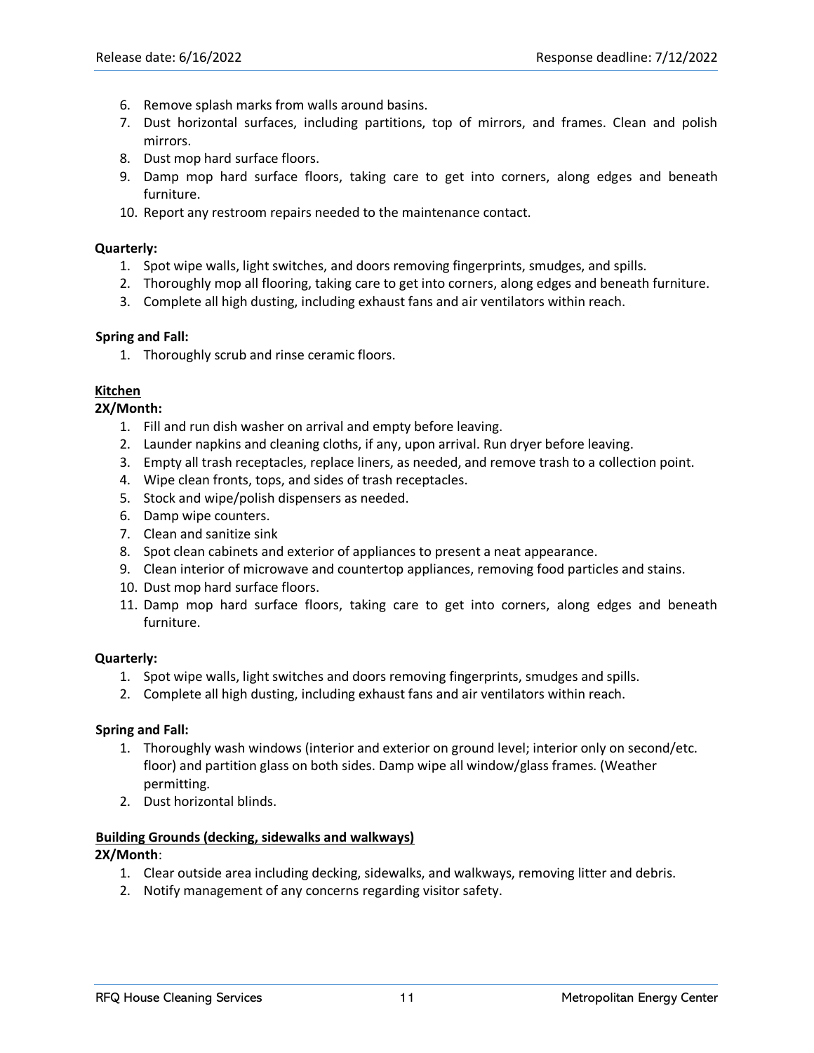6. Remove splash marks from walls around basins.
7. Dust horizontal surfaces, including partitions, top of mirrors, and frames. Clean and polish mirrors.
8. Dust mop hard surface floors.
9. Damp mop hard surface floors, taking care to get into corners, along edges and beneath furniture.
10. Report any restroom repairs needed to the maintenance contact.

**Quarterly:**

1. Spot wipe walls, light switches, and doors removing fingerprints, smudges, and spills.
2. Thoroughly mop all flooring, taking care to get into corners, along edges and beneath furniture.
3. Complete all high dusting, including exhaust fans and air ventilators within reach.

**Spring and Fall:**

1. Thoroughly scrub and rinse ceramic floors.

**<u>Kitchen</u>**

**2X/Month:**

1. Fill and run dish washer on arrival and empty before leaving.
2. Launder napkins and cleaning cloths, if any, upon arrival. Run dryer before leaving.
3. Empty all trash receptacles, replace liners, as needed, and remove trash to a collection point.
4. Wipe clean fronts, tops, and sides of trash receptacles.
5. Stock and wipe/polish dispensers as needed.
6. Damp wipe counters.
7. Clean and sanitize sink
8. Spot clean cabinets and exterior of appliances to present a neat appearance.
9. Clean interior of microwave and countertop appliances, removing food particles and stains.
10. Dust mop hard surface floors.
11. Damp mop hard surface floors, taking care to get into corners, along edges and beneath furniture.

**Quarterly:**

1. Spot wipe walls, light switches and doors removing fingerprints, smudges and spills.
2. Complete all high dusting, including exhaust fans and air ventilators within reach.

**Spring and Fall:**

1. Thoroughly wash windows (interior and exterior on ground level; interior only on second/etc. floor) and partition glass on both sides. Damp wipe all window/glass frames. (Weather permitting.
2. Dust horizontal blinds.

**<u>Building Grounds (decking, sidewalks and walkways)</u>**

**2X/Month**:

1. Clear outside area including decking, sidewalks, and walkways, removing litter and debris.
2. Notify management of any concerns regarding visitor safety.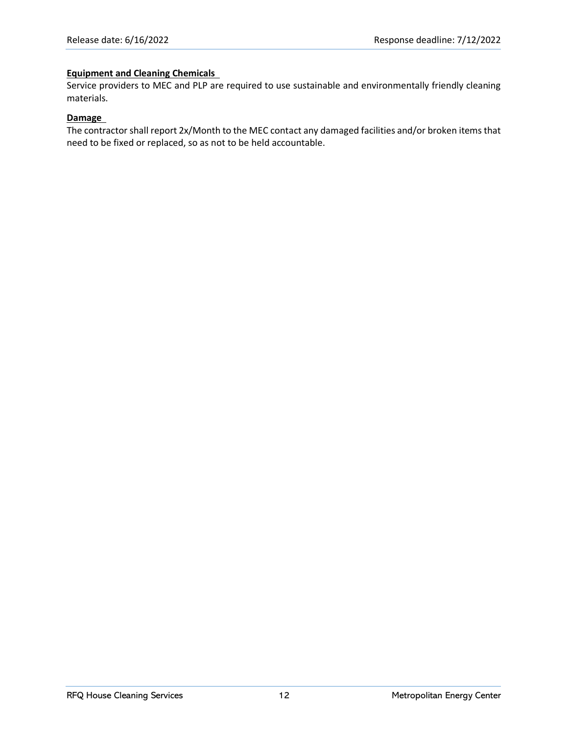**Equipment and Cleaning Chemicals**

Service providers to MEC and PLP are required to use sustainable and environmentally friendly cleaning materials.

**Damage**

The contractor shall report 2x/Month to the MEC contact any damaged facilities and/or broken items that need to be fixed or replaced, so as not to be held accountable.